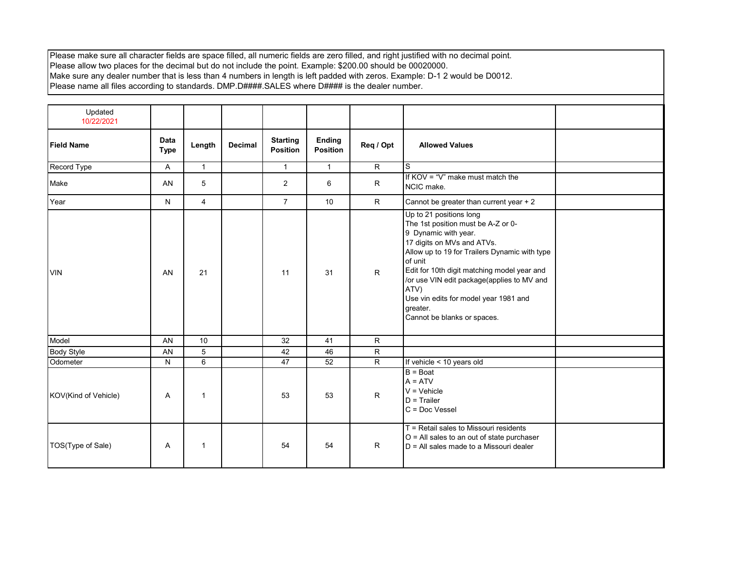Please make sure all character fields are space filled, all numeric fields are zero filled, and right justified with no decimal point.
Please allow two places for the decimal but do not include the point. Example: $200.00 should be 00020000.
Make sure any dealer number that is less than 4 numbers in length is left padded with zeros. Example: D-1 2 would be D0012.
Please name all files according to standards. DMP.D####.SALES where D#### is the dealer number.

| Updated 10/22/2021 | | | | | | | | |
|---|---|---|---|---|---|---|---|---|
| **Field Name** | **Data Type** | **Length** | **Decimal** | **Starting Position** | **Ending Position** | **Req / Opt** | **Allowed Values** | |
| Record Type | A | 1 | | 1 | 1 | R | S | |
| Make | AN | 5 | | 2 | 6 | R | If KOV = "V" make must match the NCIC make. | |
| Year | N | 4 | | 7 | 10 | R | Cannot be greater than current year + 2 | |
| VIN | AN | 21 | | 11 | 31 | R | Up to 21 positions long<br>The 1st position must be A-Z or 0-9 Dynamic with year.<br>17 digits on MVs and ATVs.<br>Allow up to 19 for Trailers Dynamic with type of unit<br>Edit for 10th digit matching model year and /or use VIN edit package(applies to MV and ATV)<br>Use vin edits for model year 1981 and greater.<br>Cannot be blanks or spaces. | |
| Model | AN | 10 | | 32 | 41 | R | | |
| Body Style | AN | 5 | | 42 | 46 | R | | |
| Odometer | N | 6 | | 47 | 52 | R | If vehicle < 10 years old | |
| KOV(Kind of Vehicle) | A | 1 | | 53 | 53 | R | B = Boat<br>A = ATV<br>V = Vehicle<br>D = Trailer<br>C = Doc Vessel | |
| TOS(Type of Sale) | A | 1 | | 54 | 54 | R | T = Retail sales to Missouri residents<br>O = All sales to an out of state purchaser<br>D = All sales made to a Missouri dealer | |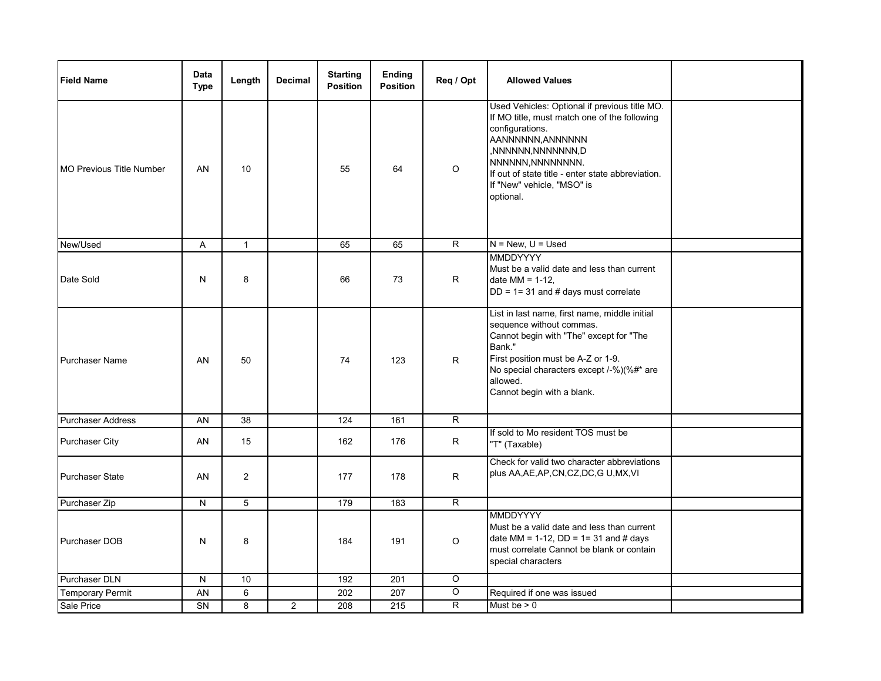| Field Name | Data Type | Length | Decimal | Starting Position | Ending Position | Req / Opt | Allowed Values | |
|---|---|---|---|---|---|---|---|---|
| MO Previous Title Number | AN | 10 | | 55 | 64 | O | Used Vehicles: Optional if previous title MO. If MO title, must match one of the following configurations. AANNNNNN,ANNNNNN ,NNNNNN,NNNNNNN,D NNNNNN,NNNNNNNN. If out of state title - enter state abbreviation. If "New" vehicle, "MSO" is optional. | |
| New/Used | A | 1 | | 65 | 65 | R | N = New, U = Used | |
| Date Sold | N | 8 | | 66 | 73 | R | MMDDYYYY Must be a valid date and less than current date MM = 1-12, DD = 1= 31 and # days must correlate | |
| Purchaser Name | AN | 50 | | 74 | 123 | R | List in last name, first name, middle initial sequence without commas. Cannot begin with "The" except for "The Bank." First position must be A-Z or 1-9. No special characters except /-%)(%#* are allowed. Cannot begin with a blank. | |
| Purchaser Address | AN | 38 | | 124 | 161 | R | | |
| Purchaser City | AN | 15 | | 162 | 176 | R | If sold to Mo resident TOS must be "T" (Taxable) | |
| Purchaser State | AN | 2 | | 177 | 178 | R | Check for valid two character abbreviations plus AA,AE,AP,CN,CZ,DC,G U,MX,VI | |
| Purchaser Zip | N | 5 | | 179 | 183 | R | | |
| Purchaser DOB | N | 8 | | 184 | 191 | O | MMDDYYYY Must be a valid date and less than current date MM = 1-12, DD = 1= 31 and # days must correlate Cannot be blank or contain special characters | |
| Purchaser DLN | N | 10 | | 192 | 201 | O | | |
| Temporary Permit | AN | 6 | | 202 | 207 | O | Required if one was issued | |
| Sale Price | SN | 8 | 2 | 208 | 215 | R | Must be > 0 | |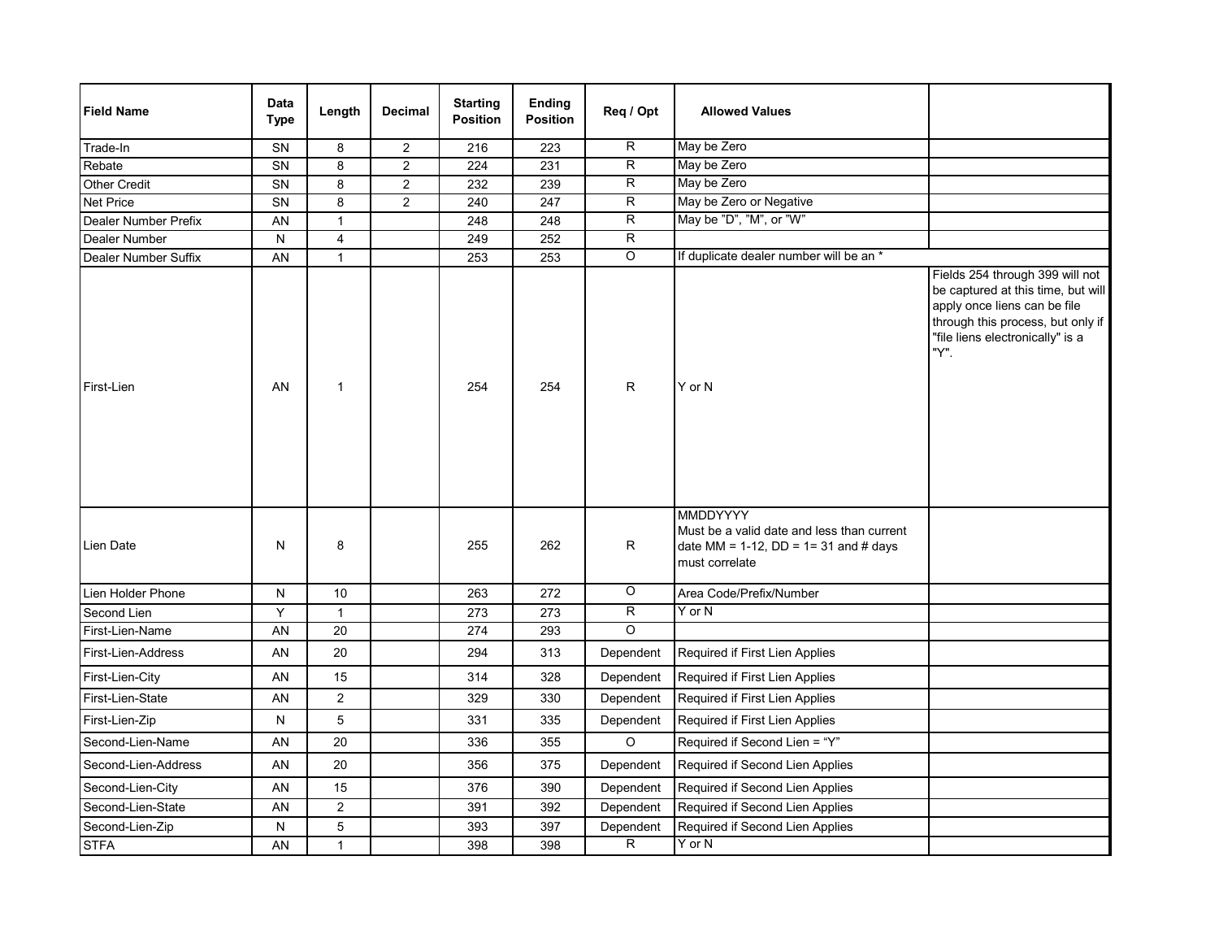| Field Name | Data Type | Length | Decimal | Starting Position | Ending Position | Req / Opt | Allowed Values | |
|---|---|---|---|---|---|---|---|---|
| Trade-In | SN | 8 | 2 | 216 | 223 | R | May be Zero | |
| Rebate | SN | 8 | 2 | 224 | 231 | R | May be Zero | |
| Other Credit | SN | 8 | 2 | 232 | 239 | R | May be Zero | |
| Net Price | SN | 8 | 2 | 240 | 247 | R | May be Zero or Negative | |
| Dealer Number Prefix | AN | 1 | | 248 | 248 | R | May be "D", "M", or "W" | |
| Dealer Number | N | 4 | | 249 | 252 | R | | |
| Dealer Number Suffix | AN | 1 | | 253 | 253 | O | If duplicate dealer number will be an * | |
| First-Lien | AN | 1 | | 254 | 254 | R | Y or N | Fields 254 through 399 will not be captured at this time, but will apply once liens can be file through this process, but only if "file liens electronically" is a "Y". |
| Lien Date | N | 8 | | 255 | 262 | R | MMDDYYYY Must be a valid date and less than current date MM = 1-12, DD = 1= 31 and # days must correlate | |
| Lien Holder Phone | N | 10 | | 263 | 272 | O | Area Code/Prefix/Number | |
| Second Lien | Y | 1 | | 273 | 273 | R | Y or N | |
| First-Lien-Name | AN | 20 | | 274 | 293 | O | | |
| First-Lien-Address | AN | 20 | | 294 | 313 | Dependent | Required if First Lien Applies | |
| First-Lien-City | AN | 15 | | 314 | 328 | Dependent | Required if First Lien Applies | |
| First-Lien-State | AN | 2 | | 329 | 330 | Dependent | Required if First Lien Applies | |
| First-Lien-Zip | N | 5 | | 331 | 335 | Dependent | Required if First Lien Applies | |
| Second-Lien-Name | AN | 20 | | 336 | 355 | O | Required if Second Lien = "Y" | |
| Second-Lien-Address | AN | 20 | | 356 | 375 | Dependent | Required if Second Lien Applies | |
| Second-Lien-City | AN | 15 | | 376 | 390 | Dependent | Required if Second Lien Applies | |
| Second-Lien-State | AN | 2 | | 391 | 392 | Dependent | Required if Second Lien Applies | |
| Second-Lien-Zip | N | 5 | | 393 | 397 | Dependent | Required if Second Lien Applies | |
| STFA | AN | 1 | | 398 | 398 | R | Y or N | |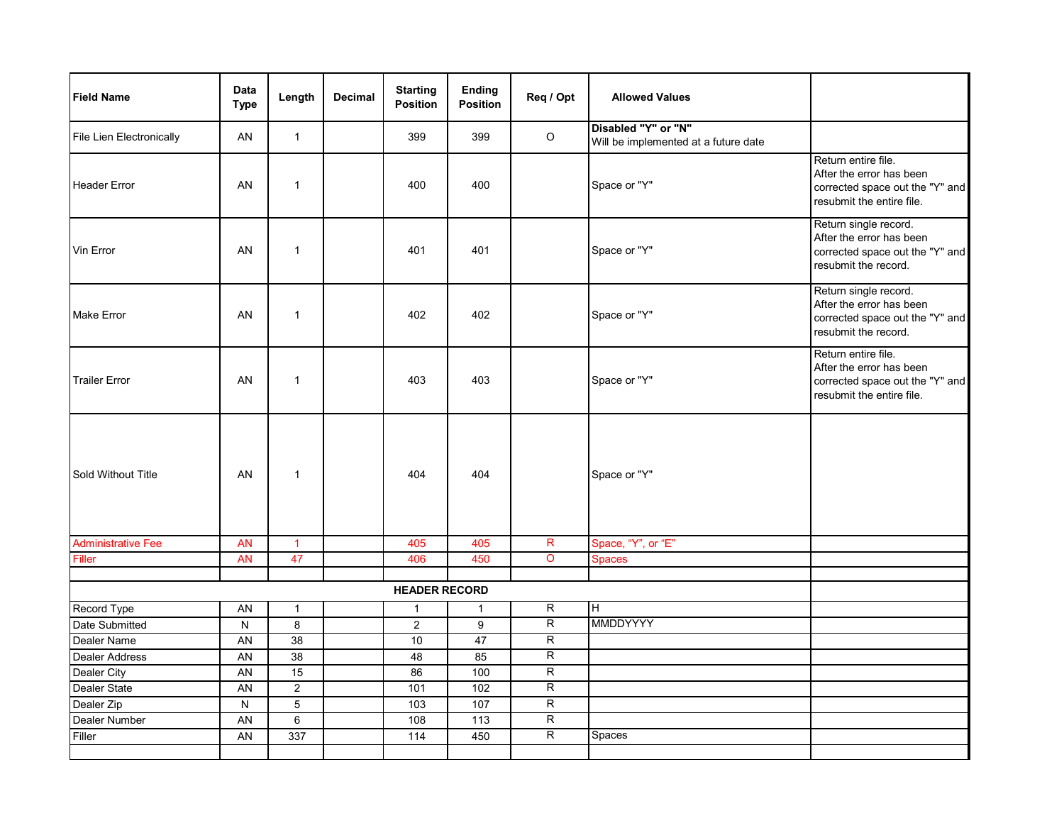| Field Name | Data Type | Length | Decimal | Starting Position | Ending Position | Req / Opt | Allowed Values | |
|---|---|---|---|---|---|---|---|---|
| File Lien Electronically | AN | 1 | | 399 | 399 | O | **Disabled "Y" or "N"** Will be implemented at a future date | |
| Header Error | AN | 1 | | 400 | 400 | | Space or "Y" | Return entire file. After the error has been corrected space out the "Y" and resubmit the entire file. |
| Vin Error | AN | 1 | | 401 | 401 | | Space or "Y" | Return single record. After the error has been corrected space out the "Y" and resubmit the record. |
| Make Error | AN | 1 | | 402 | 402 | | Space or "Y" | Return single record. After the error has been corrected space out the "Y" and resubmit the record. |
| Trailer Error | AN | 1 | | 403 | 403 | | Space or "Y" | Return entire file. After the error has been corrected space out the "Y" and resubmit the entire file. |
| Sold Without Title | AN | 1 | | 404 | 404 | | Space or "Y" | |
| Administrative Fee | AN | 1 | | 405 | 405 | R | Space, "Y", or "E" | |
| Filler | AN | 47 | | 406 | 450 | O | Spaces | |
| | | | | | | | | |
| **HEADER RECORD** | | | | | | | | |
| Record Type | AN | 1 | | 1 | 1 | R | H | |
| Date Submitted | N | 8 | | 2 | 9 | R | MMDDYYYY | |
| Dealer Name | AN | 38 | | 10 | 47 | R | | |
| Dealer Address | AN | 38 | | 48 | 85 | R | | |
| Dealer City | AN | 15 | | 86 | 100 | R | | |
| Dealer State | AN | 2 | | 101 | 102 | R | | |
| Dealer Zip | N | 5 | | 103 | 107 | R | | |
| Dealer Number | AN | 6 | | 108 | 113 | R | | |
| Filler | AN | 337 | | 114 | 450 | R | Spaces | |
| | | | | | | | | |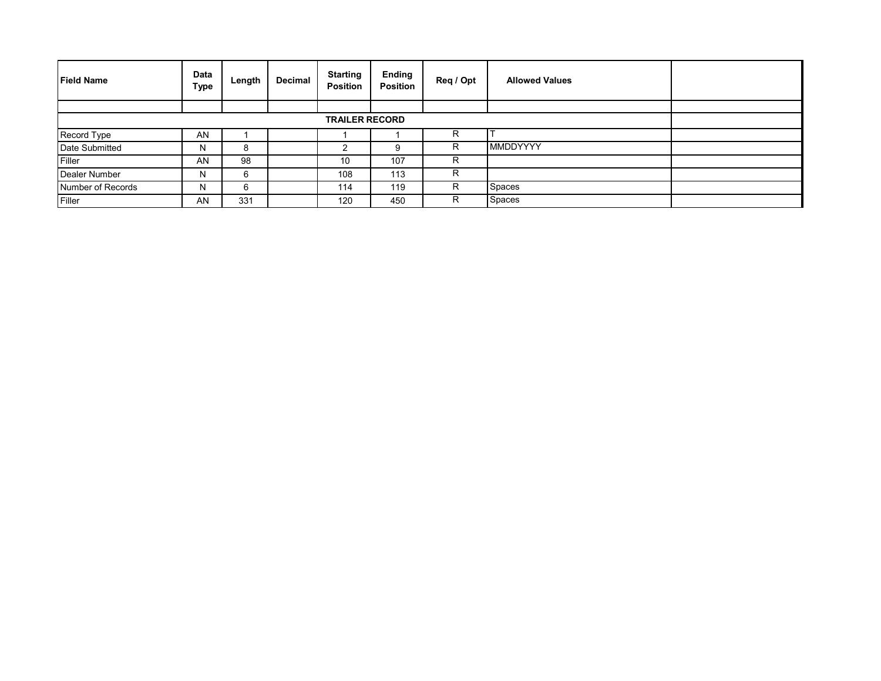| Field Name | Data Type | Length | Decimal | Starting Position | Ending Position | Req / Opt | Allowed Values | |
|---|---|---|---|---|---|---|---|---|
| | | | | | | | | |
| TRAILER RECORD | | | | | | | | |
| Record Type | AN | 1 | | 1 | 1 | R | T | |
| Date Submitted | N | 8 | | 2 | 9 | R | MMDDYYYY | |
| Filler | AN | 98 | | 10 | 107 | R | | |
| Dealer Number | N | 6 | | 108 | 113 | R | | |
| Number of Records | N | 6 | | 114 | 119 | R | Spaces | |
| Filler | AN | 331 | | 120 | 450 | R | Spaces | |